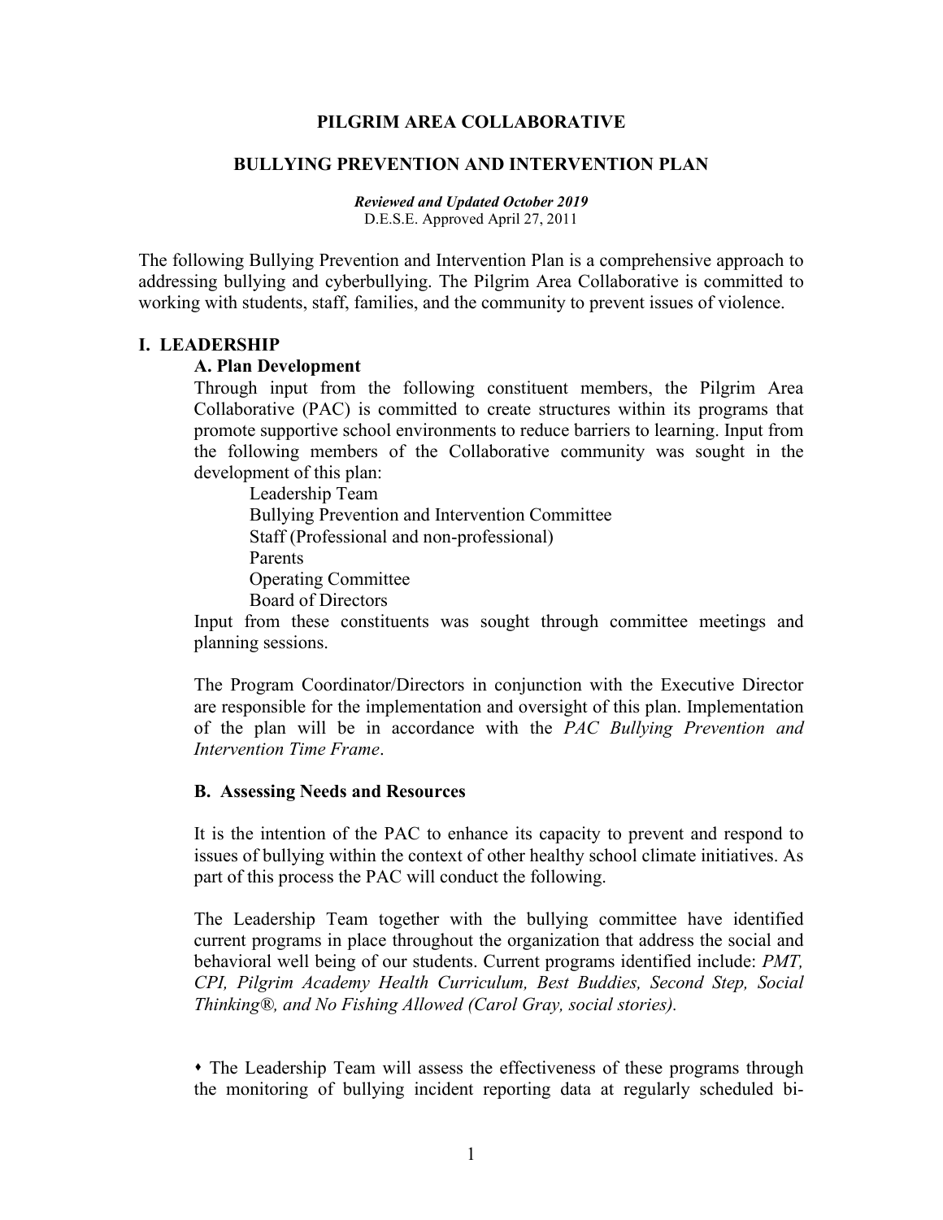# PILGRIM AREA COLLABORATIVE

## BULLYING PREVENTION AND INTERVENTION PLAN

***Reviewed and Updated October 2019***
D.E.S.E. Approved April 27, 2011

The following Bullying Prevention and Intervention Plan is a comprehensive approach to addressing bullying and cyberbullying. The Pilgrim Area Collaborative is committed to working with students, staff, families, and the community to prevent issues of violence.

## I. LEADERSHIP

### A. Plan Development

Through input from the following constituent members, the Pilgrim Area Collaborative (PAC) is committed to create structures within its programs that promote supportive school environments to reduce barriers to learning. Input from the following members of the Collaborative community was sought in the development of this plan:

- Leadership Team
- Bullying Prevention and Intervention Committee
- Staff (Professional and non-professional)
- Parents
- Operating Committee
- Board of Directors

Input from these constituents was sought through committee meetings and planning sessions.

The Program Coordinator/Directors in conjunction with the Executive Director are responsible for the implementation and oversight of this plan. Implementation of the plan will be in accordance with the *PAC Bullying Prevention and Intervention Time Frame*.

### B. Assessing Needs and Resources

It is the intention of the PAC to enhance its capacity to prevent and respond to issues of bullying within the context of other healthy school climate initiatives. As part of this process the PAC will conduct the following.

The Leadership Team together with the bullying committee have identified current programs in place throughout the organization that address the social and behavioral well being of our students. Current programs identified include: *PMT, CPI, Pilgrim Academy Health Curriculum, Best Buddies, Second Step, Social Thinking®, and No Fishing Allowed (Carol Gray, social stories).*

- The Leadership Team will assess the effectiveness of these programs through the monitoring of bullying incident reporting data at regularly scheduled bi-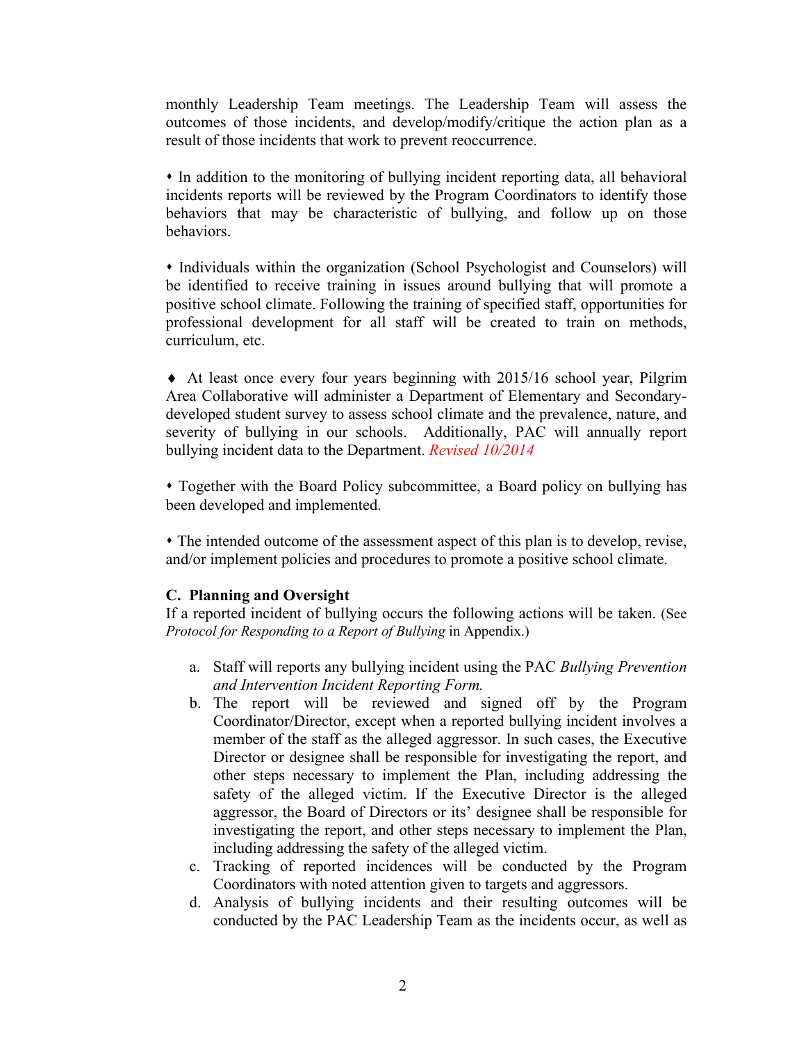monthly Leadership Team meetings. The Leadership Team will assess the outcomes of those incidents, and develop/modify/critique the action plan as a result of those incidents that work to prevent reoccurrence.

- In addition to the monitoring of bullying incident reporting data, all behavioral incidents reports will be reviewed by the Program Coordinators to identify those behaviors that may be characteristic of bullying, and follow up on those behaviors.

- Individuals within the organization (School Psychologist and Counselors) will be identified to receive training in issues around bullying that will promote a positive school climate. Following the training of specified staff, opportunities for professional development for all staff will be created to train on methods, curriculum, etc.

- At least once every four years beginning with 2015/16 school year, Pilgrim Area Collaborative will administer a Department of Elementary and Secondary-developed student survey to assess school climate and the prevalence, nature, and severity of bullying in our schools. Additionally, PAC will annually report bullying incident data to the Department. *Revised 10/2014*

- Together with the Board Policy subcommittee, a Board policy on bullying has been developed and implemented.

- The intended outcome of the assessment aspect of this plan is to develop, revise, and/or implement policies and procedures to promote a positive school climate.

**C. Planning and Oversight**

If a reported incident of bullying occurs the following actions will be taken. (See *Protocol for Responding to a Report of Bullying* in Appendix.)

a. Staff will reports any bullying incident using the PAC *Bullying Prevention and Intervention Incident Reporting Form.*
b. The report will be reviewed and signed off by the Program Coordinator/Director, except when a reported bullying incident involves a member of the staff as the alleged aggressor. In such cases, the Executive Director or designee shall be responsible for investigating the report, and other steps necessary to implement the Plan, including addressing the safety of the alleged victim. If the Executive Director is the alleged aggressor, the Board of Directors or its' designee shall be responsible for investigating the report, and other steps necessary to implement the Plan, including addressing the safety of the alleged victim.
c. Tracking of reported incidences will be conducted by the Program Coordinators with noted attention given to targets and aggressors.
d. Analysis of bullying incidents and their resulting outcomes will be conducted by the PAC Leadership Team as the incidents occur, as well as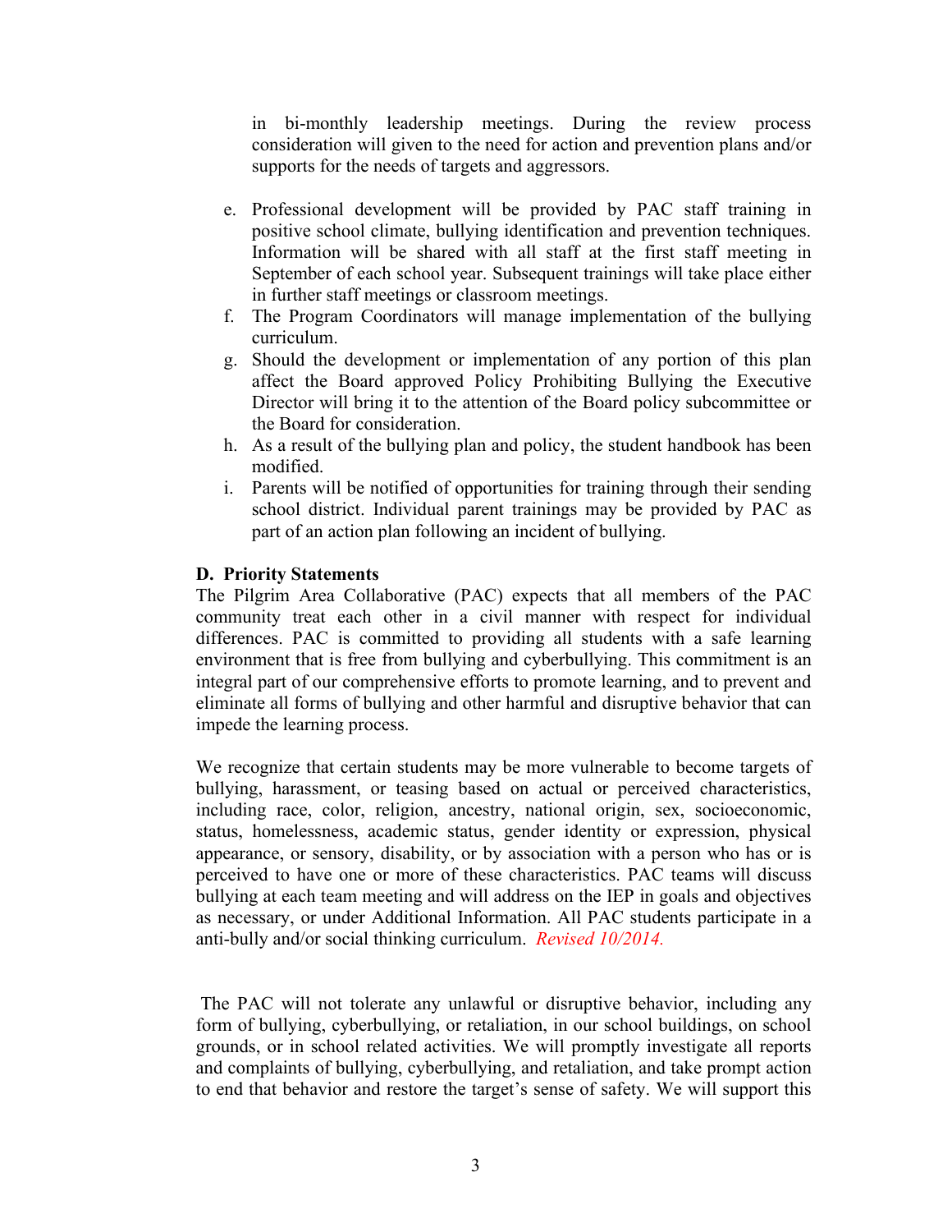in bi-monthly leadership meetings. During the review process consideration will given to the need for action and prevention plans and/or supports for the needs of targets and aggressors.

e. Professional development will be provided by PAC staff training in positive school climate, bullying identification and prevention techniques. Information will be shared with all staff at the first staff meeting in September of each school year. Subsequent trainings will take place either in further staff meetings or classroom meetings.
f. The Program Coordinators will manage implementation of the bullying curriculum.
g. Should the development or implementation of any portion of this plan affect the Board approved Policy Prohibiting Bullying the Executive Director will bring it to the attention of the Board policy subcommittee or the Board for consideration.
h. As a result of the bullying plan and policy, the student handbook has been modified.
i. Parents will be notified of opportunities for training through their sending school district. Individual parent trainings may be provided by PAC as part of an action plan following an incident of bullying.

**D. Priority Statements**

The Pilgrim Area Collaborative (PAC) expects that all members of the PAC community treat each other in a civil manner with respect for individual differences. PAC is committed to providing all students with a safe learning environment that is free from bullying and cyberbullying. This commitment is an integral part of our comprehensive efforts to promote learning, and to prevent and eliminate all forms of bullying and other harmful and disruptive behavior that can impede the learning process.

We recognize that certain students may be more vulnerable to become targets of bullying, harassment, or teasing based on actual or perceived characteristics, including race, color, religion, ancestry, national origin, sex, socioeconomic, status, homelessness, academic status, gender identity or expression, physical appearance, or sensory, disability, or by association with a person who has or is perceived to have one or more of these characteristics. PAC teams will discuss bullying at each team meeting and will address on the IEP in goals and objectives as necessary, or under Additional Information. All PAC students participate in a anti-bully and/or social thinking curriculum. *Revised 10/2014.*

The PAC will not tolerate any unlawful or disruptive behavior, including any form of bullying, cyberbullying, or retaliation, in our school buildings, on school grounds, or in school related activities. We will promptly investigate all reports and complaints of bullying, cyberbullying, and retaliation, and take prompt action to end that behavior and restore the target's sense of safety. We will support this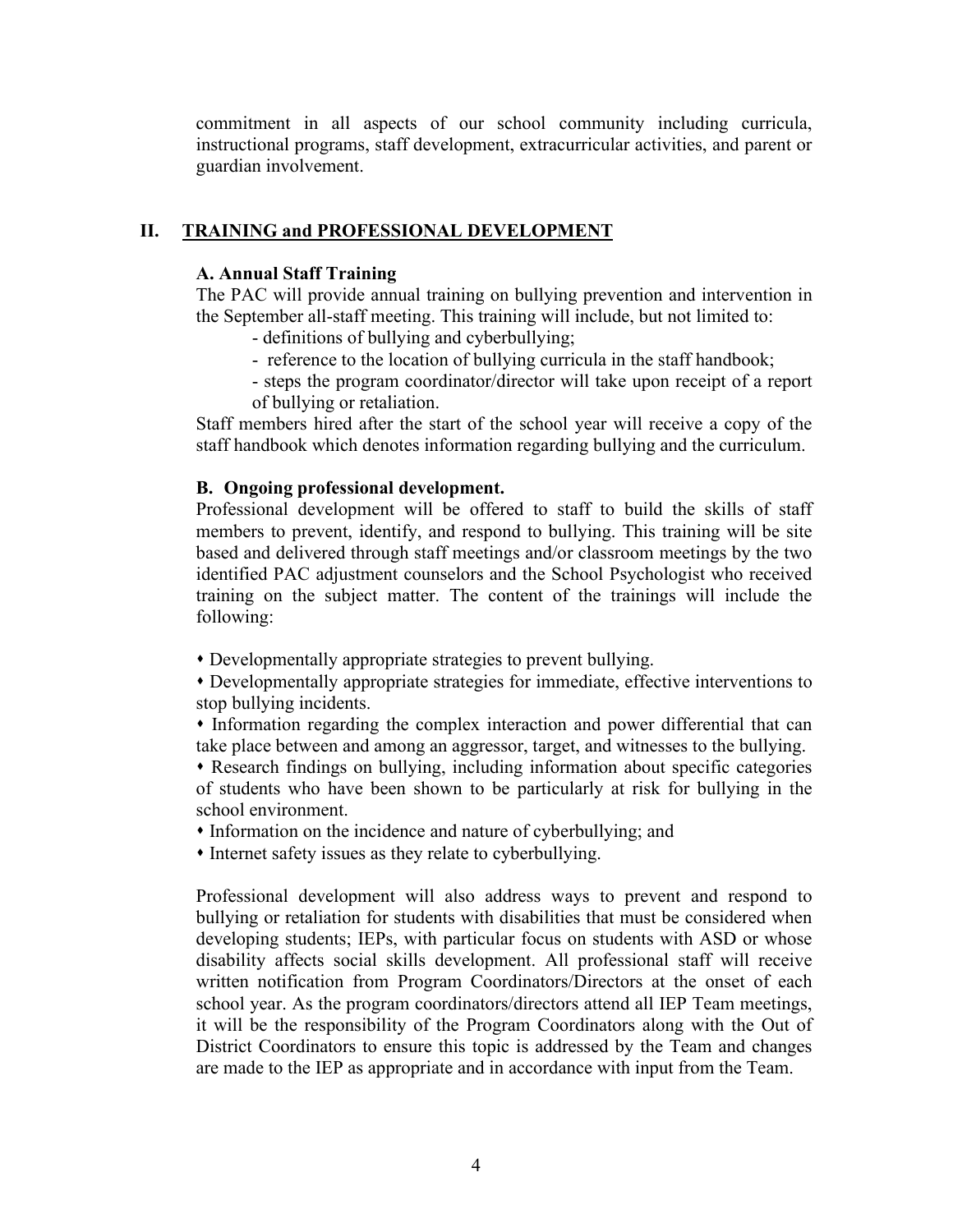commitment in all aspects of our school community including curricula, instructional programs, staff development, extracurricular activities, and parent or guardian involvement.

## II. TRAINING and PROFESSIONAL DEVELOPMENT

### A. Annual Staff Training

The PAC will provide annual training on bullying prevention and intervention in the September all-staff meeting. This training will include, but not limited to:

- definitions of bullying and cyberbullying;
- reference to the location of bullying curricula in the staff handbook;
- steps the program coordinator/director will take upon receipt of a report of bullying or retaliation.

Staff members hired after the start of the school year will receive a copy of the staff handbook which denotes information regarding bullying and the curriculum.

### B. Ongoing professional development.

Professional development will be offered to staff to build the skills of staff members to prevent, identify, and respond to bullying. This training will be site based and delivered through staff meetings and/or classroom meetings by the two identified PAC adjustment counselors and the School Psychologist who received training on the subject matter. The content of the trainings will include the following:

- Developmentally appropriate strategies to prevent bullying.
- Developmentally appropriate strategies for immediate, effective interventions to stop bullying incidents.
- Information regarding the complex interaction and power differential that can take place between and among an aggressor, target, and witnesses to the bullying.
- Research findings on bullying, including information about specific categories of students who have been shown to be particularly at risk for bullying in the school environment.
- Information on the incidence and nature of cyberbullying; and
- Internet safety issues as they relate to cyberbullying.

Professional development will also address ways to prevent and respond to bullying or retaliation for students with disabilities that must be considered when developing students; IEPs, with particular focus on students with ASD or whose disability affects social skills development. All professional staff will receive written notification from Program Coordinators/Directors at the onset of each school year. As the program coordinators/directors attend all IEP Team meetings, it will be the responsibility of the Program Coordinators along with the Out of District Coordinators to ensure this topic is addressed by the Team and changes are made to the IEP as appropriate and in accordance with input from the Team.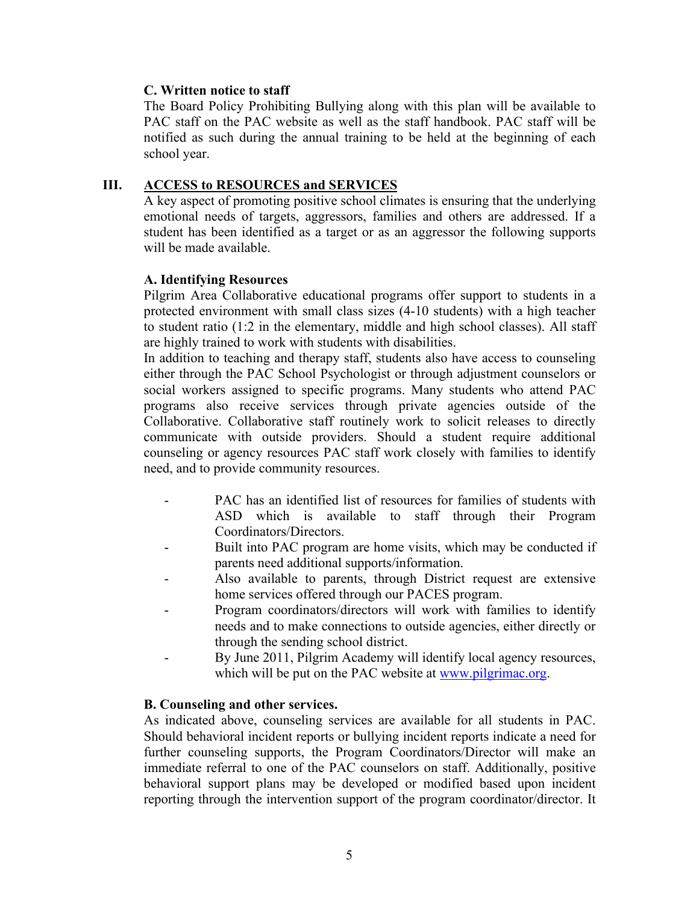### C. Written notice to staff

The Board Policy Prohibiting Bullying along with this plan will be available to PAC staff on the PAC website as well as the staff handbook. PAC staff will be notified as such during the annual training to be held at the beginning of each school year.

## III. ACCESS to RESOURCES and SERVICES

A key aspect of promoting positive school climates is ensuring that the underlying emotional needs of targets, aggressors, families and others are addressed. If a student has been identified as a target or as an aggressor the following supports will be made available.

### A. Identifying Resources

Pilgrim Area Collaborative educational programs offer support to students in a protected environment with small class sizes (4-10 students) with a high teacher to student ratio (1:2 in the elementary, middle and high school classes). All staff are highly trained to work with students with disabilities.

In addition to teaching and therapy staff, students also have access to counseling either through the PAC School Psychologist or through adjustment counselors or social workers assigned to specific programs. Many students who attend PAC programs also receive services through private agencies outside of the Collaborative. Collaborative staff routinely work to solicit releases to directly communicate with outside providers. Should a student require additional counseling or agency resources PAC staff work closely with families to identify need, and to provide community resources.

- PAC has an identified list of resources for families of students with ASD which is available to staff through their Program Coordinators/Directors.
- Built into PAC program are home visits, which may be conducted if parents need additional supports/information.
- Also available to parents, through District request are extensive home services offered through our PACES program.
- Program coordinators/directors will work with families to identify needs and to make connections to outside agencies, either directly or through the sending school district.
- By June 2011, Pilgrim Academy will identify local agency resources, which will be put on the PAC website at [www.pilgrimac.org](http://www.pilgrimac.org).

### B. Counseling and other services.

As indicated above, counseling services are available for all students in PAC. Should behavioral incident reports or bullying incident reports indicate a need for further counseling supports, the Program Coordinators/Director will make an immediate referral to one of the PAC counselors on staff. Additionally, positive behavioral support plans may be developed or modified based upon incident reporting through the intervention support of the program coordinator/director. It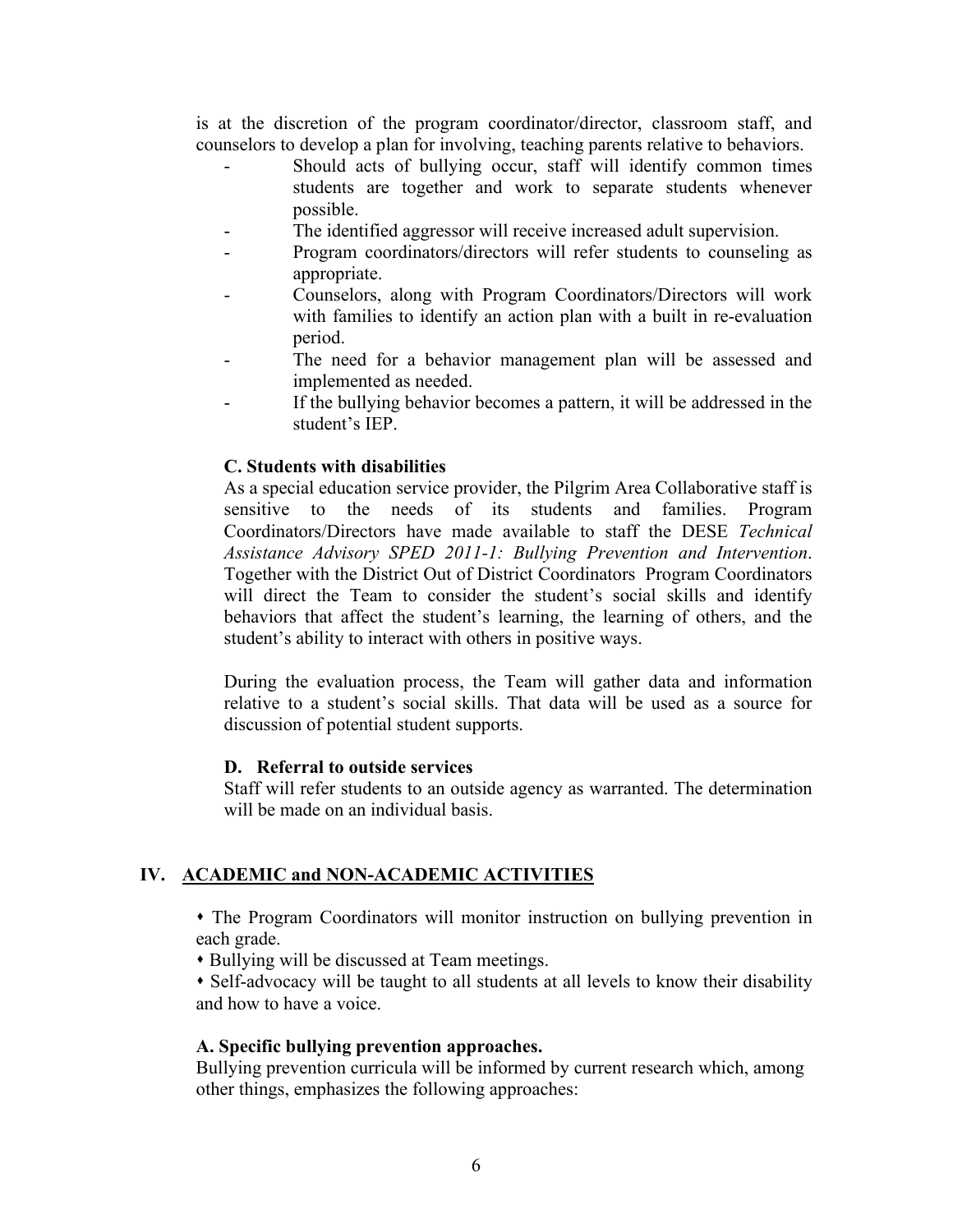is at the discretion of the program coordinator/director, classroom staff, and counselors to develop a plan for involving, teaching parents relative to behaviors.

- Should acts of bullying occur, staff will identify common times students are together and work to separate students whenever possible.
- The identified aggressor will receive increased adult supervision.
- Program coordinators/directors will refer students to counseling as appropriate.
- Counselors, along with Program Coordinators/Directors will work with families to identify an action plan with a built in re-evaluation period.
- The need for a behavior management plan will be assessed and implemented as needed.
- If the bullying behavior becomes a pattern, it will be addressed in the student's IEP.

**C. Students with disabilities**

As a special education service provider, the Pilgrim Area Collaborative staff is sensitive to the needs of its students and families. Program Coordinators/Directors have made available to staff the DESE *Technical Assistance Advisory SPED 2011-1: Bullying Prevention and Intervention*. Together with the District Out of District Coordinators Program Coordinators will direct the Team to consider the student's social skills and identify behaviors that affect the student's learning, the learning of others, and the student's ability to interact with others in positive ways.

During the evaluation process, the Team will gather data and information relative to a student's social skills. That data will be used as a source for discussion of potential student supports.

**D. Referral to outside services**

Staff will refer students to an outside agency as warranted. The determination will be made on an individual basis.

## IV. ACADEMIC and NON-ACADEMIC ACTIVITIES

- The Program Coordinators will monitor instruction on bullying prevention in each grade.
- Bullying will be discussed at Team meetings.
- Self-advocacy will be taught to all students at all levels to know their disability and how to have a voice.

**A. Specific bullying prevention approaches.**

Bullying prevention curricula will be informed by current research which, among other things, emphasizes the following approaches: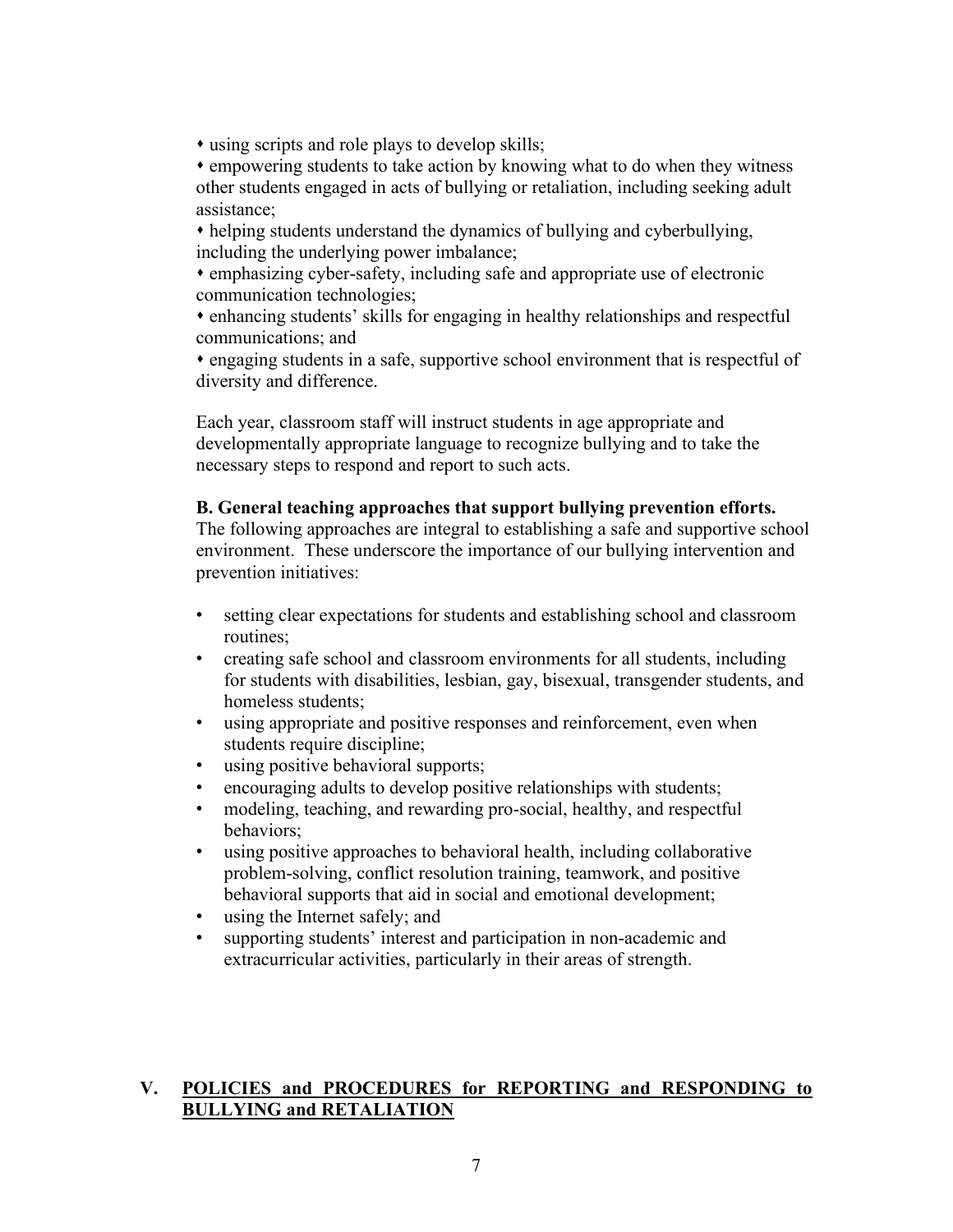- using scripts and role plays to develop skills;
- empowering students to take action by knowing what to do when they witness other students engaged in acts of bullying or retaliation, including seeking adult assistance;
- helping students understand the dynamics of bullying and cyberbullying, including the underlying power imbalance;
- emphasizing cyber-safety, including safe and appropriate use of electronic communication technologies;
- enhancing students' skills for engaging in healthy relationships and respectful communications; and
- engaging students in a safe, supportive school environment that is respectful of diversity and difference.

Each year, classroom staff will instruct students in age appropriate and developmentally appropriate language to recognize bullying and to take the necessary steps to respond and report to such acts.

**B. General teaching approaches that support bullying prevention efforts.**
The following approaches are integral to establishing a safe and supportive school environment. These underscore the importance of our bullying intervention and prevention initiatives:

- setting clear expectations for students and establishing school and classroom routines;
- creating safe school and classroom environments for all students, including for students with disabilities, lesbian, gay, bisexual, transgender students, and homeless students;
- using appropriate and positive responses and reinforcement, even when students require discipline;
- using positive behavioral supports;
- encouraging adults to develop positive relationships with students;
- modeling, teaching, and rewarding pro-social, healthy, and respectful behaviors;
- using positive approaches to behavioral health, including collaborative problem-solving, conflict resolution training, teamwork, and positive behavioral supports that aid in social and emotional development;
- using the Internet safely; and
- supporting students' interest and participation in non-academic and extracurricular activities, particularly in their areas of strength.

## V. POLICIES and PROCEDURES for REPORTING and RESPONDING to BULLYING and RETALIATION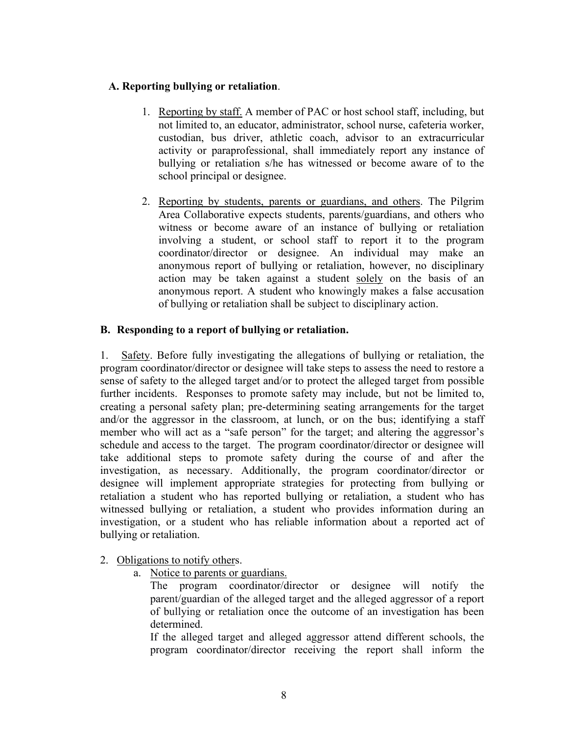**A. Reporting bullying or retaliation**.

1. Reporting by staff. A member of PAC or host school staff, including, but not limited to, an educator, administrator, school nurse, cafeteria worker, custodian, bus driver, athletic coach, advisor to an extracurricular activity or paraprofessional, shall immediately report any instance of bullying or retaliation s/he has witnessed or become aware of to the school principal or designee.

2. Reporting by students, parents or guardians, and others. The Pilgrim Area Collaborative expects students, parents/guardians, and others who witness or become aware of an instance of bullying or retaliation involving a student, or school staff to report it to the program coordinator/director or designee. An individual may make an anonymous report of bullying or retaliation, however, no disciplinary action may be taken against a student solely on the basis of an anonymous report. A student who knowingly makes a false accusation of bullying or retaliation shall be subject to disciplinary action.

**B. Responding to a report of bullying or retaliation.**

1. Safety. Before fully investigating the allegations of bullying or retaliation, the program coordinator/director or designee will take steps to assess the need to restore a sense of safety to the alleged target and/or to protect the alleged target from possible further incidents. Responses to promote safety may include, but not be limited to, creating a personal safety plan; pre-determining seating arrangements for the target and/or the aggressor in the classroom, at lunch, or on the bus; identifying a staff member who will act as a "safe person" for the target; and altering the aggressor's schedule and access to the target. The program coordinator/director or designee will take additional steps to promote safety during the course of and after the investigation, as necessary. Additionally, the program coordinator/director or designee will implement appropriate strategies for protecting from bullying or retaliation a student who has reported bullying or retaliation, a student who has witnessed bullying or retaliation, a student who provides information during an investigation, or a student who has reliable information about a reported act of bullying or retaliation.

2. Obligations to notify others.
   a. Notice to parents or guardians.
      The program coordinator/director or designee will notify the parent/guardian of the alleged target and the alleged aggressor of a report of bullying or retaliation once the outcome of an investigation has been determined.
      If the alleged target and alleged aggressor attend different schools, the program coordinator/director receiving the report shall inform the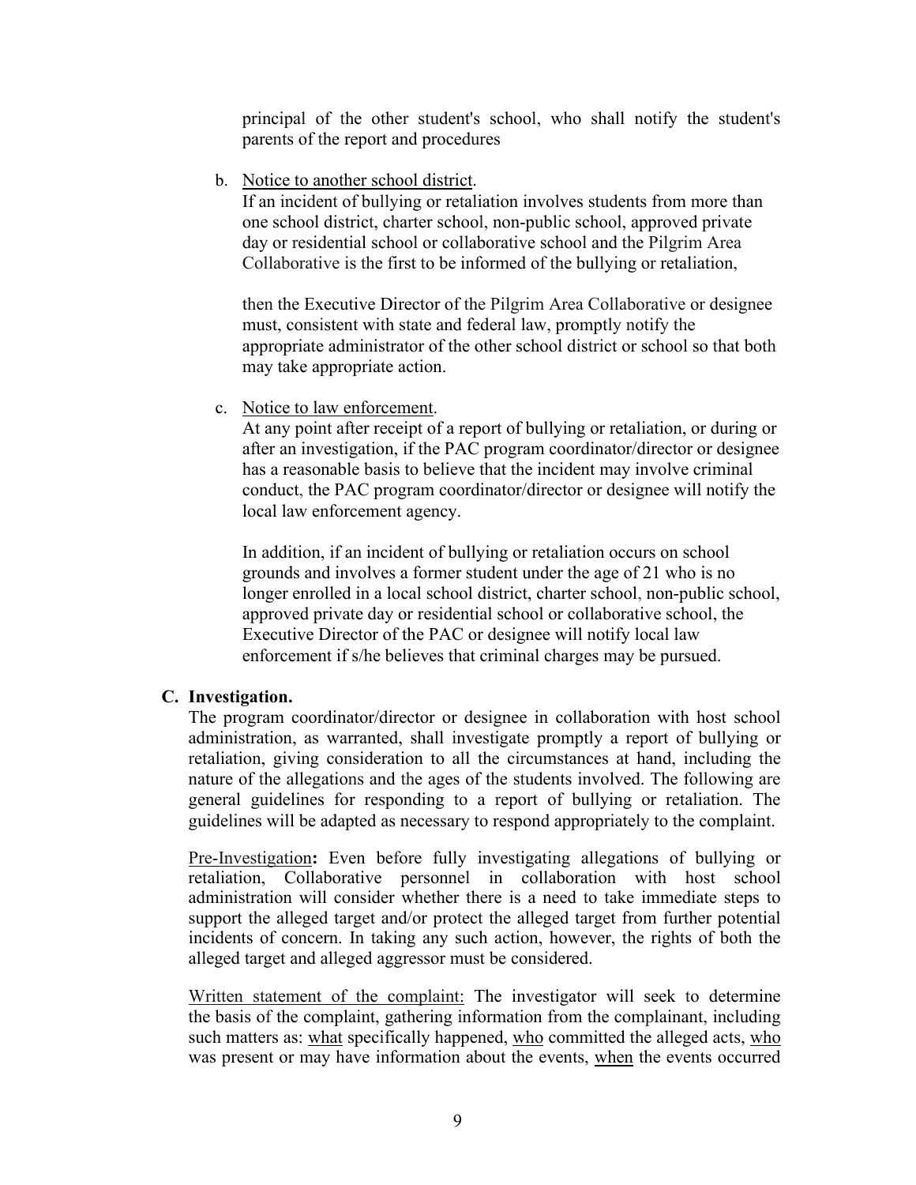principal of the other student's school, who shall notify the student's parents of the report and procedures

b. Notice to another school district.

   If an incident of bullying or retaliation involves students from more than one school district, charter school, non-public school, approved private day or residential school or collaborative school and the Pilgrim Area Collaborative is the first to be informed of the bullying or retaliation,

   then the Executive Director of the Pilgrim Area Collaborative or designee must, consistent with state and federal law, promptly notify the appropriate administrator of the other school district or school so that both may take appropriate action.

c. Notice to law enforcement.

   At any point after receipt of a report of bullying or retaliation, or during or after an investigation, if the PAC program coordinator/director or designee has a reasonable basis to believe that the incident may involve criminal conduct, the PAC program coordinator/director or designee will notify the local law enforcement agency.

   In addition, if an incident of bullying or retaliation occurs on school grounds and involves a former student under the age of 21 who is no longer enrolled in a local school district, charter school, non-public school, approved private day or residential school or collaborative school, the Executive Director of the PAC or designee will notify local law enforcement if s/he believes that criminal charges may be pursued.

**C. Investigation.**

The program coordinator/director or designee in collaboration with host school administration, as warranted, shall investigate promptly a report of bullying or retaliation, giving consideration to all the circumstances at hand, including the nature of the allegations and the ages of the students involved. The following are general guidelines for responding to a report of bullying or retaliation. The guidelines will be adapted as necessary to respond appropriately to the complaint.

Pre-Investigation**:** Even before fully investigating allegations of bullying or retaliation, Collaborative personnel in collaboration with host school administration will consider whether there is a need to take immediate steps to support the alleged target and/or protect the alleged target from further potential incidents of concern. In taking any such action, however, the rights of both the alleged target and alleged aggressor must be considered.

Written statement of the complaint: The investigator will seek to determine the basis of the complaint, gathering information from the complainant, including such matters as: what specifically happened, who committed the alleged acts, who was present or may have information about the events, when the events occurred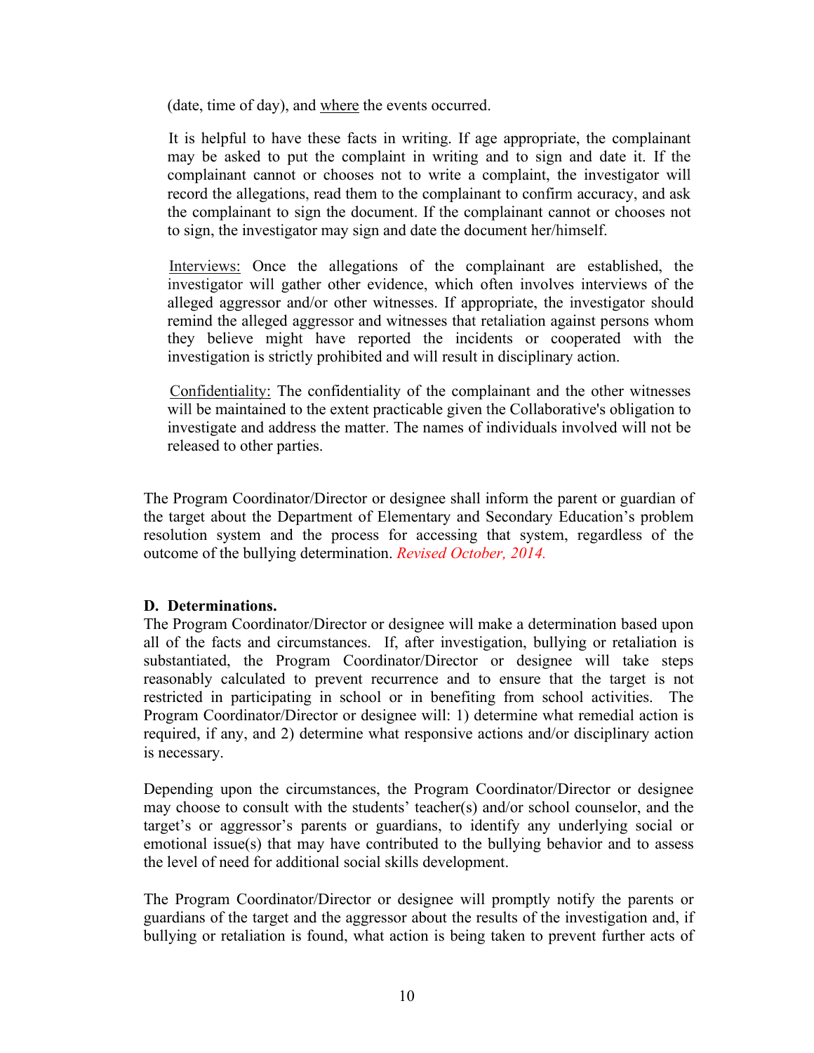(date, time of day), and <u>where</u> the events occurred.

It is helpful to have these facts in writing. If age appropriate, the complainant may be asked to put the complaint in writing and to sign and date it. If the complainant cannot or chooses not to write a complaint, the investigator will record the allegations, read them to the complainant to confirm accuracy, and ask the complainant to sign the document. If the complainant cannot or chooses not to sign, the investigator may sign and date the document her/himself.

<u>Interviews:</u> Once the allegations of the complainant are established, the investigator will gather other evidence, which often involves interviews of the alleged aggressor and/or other witnesses. If appropriate, the investigator should remind the alleged aggressor and witnesses that retaliation against persons whom they believe might have reported the incidents or cooperated with the investigation is strictly prohibited and will result in disciplinary action.

<u>Confidentiality:</u> The confidentiality of the complainant and the other witnesses will be maintained to the extent practicable given the Collaborative's obligation to investigate and address the matter. The names of individuals involved will not be released to other parties.

The Program Coordinator/Director or designee shall inform the parent or guardian of the target about the Department of Elementary and Secondary Education's problem resolution system and the process for accessing that system, regardless of the outcome of the bullying determination. *Revised October, 2014.*

**D. Determinations.**
The Program Coordinator/Director or designee will make a determination based upon all of the facts and circumstances. If, after investigation, bullying or retaliation is substantiated, the Program Coordinator/Director or designee will take steps reasonably calculated to prevent recurrence and to ensure that the target is not restricted in participating in school or in benefiting from school activities. The Program Coordinator/Director or designee will: 1) determine what remedial action is required, if any, and 2) determine what responsive actions and/or disciplinary action is necessary.

Depending upon the circumstances, the Program Coordinator/Director or designee may choose to consult with the students' teacher(s) and/or school counselor, and the target's or aggressor's parents or guardians, to identify any underlying social or emotional issue(s) that may have contributed to the bullying behavior and to assess the level of need for additional social skills development.

The Program Coordinator/Director or designee will promptly notify the parents or guardians of the target and the aggressor about the results of the investigation and, if bullying or retaliation is found, what action is being taken to prevent further acts of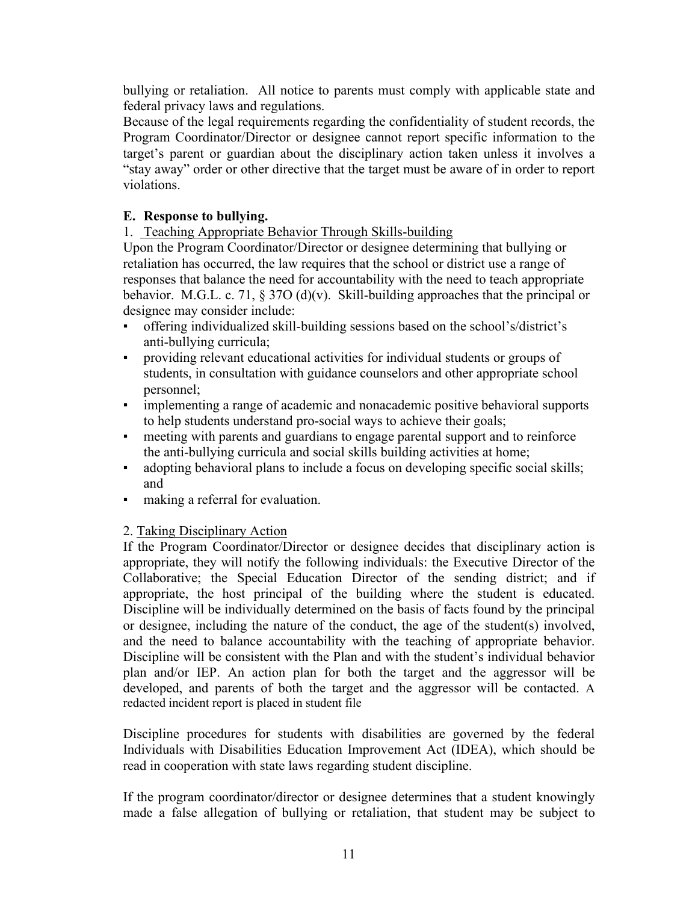bullying or retaliation. All notice to parents must comply with applicable state and federal privacy laws and regulations.
Because of the legal requirements regarding the confidentiality of student records, the Program Coordinator/Director or designee cannot report specific information to the target's parent or guardian about the disciplinary action taken unless it involves a "stay away" order or other directive that the target must be aware of in order to report violations.

**E. Response to bullying.**

1. Teaching Appropriate Behavior Through Skills-building

Upon the Program Coordinator/Director or designee determining that bullying or retaliation has occurred, the law requires that the school or district use a range of responses that balance the need for accountability with the need to teach appropriate behavior. M.G.L. c. 71, § 37O (d)(v). Skill-building approaches that the principal or designee may consider include:

- offering individualized skill-building sessions based on the school's/district's anti-bullying curricula;
- providing relevant educational activities for individual students or groups of students, in consultation with guidance counselors and other appropriate school personnel;
- implementing a range of academic and nonacademic positive behavioral supports to help students understand pro-social ways to achieve their goals;
- meeting with parents and guardians to engage parental support and to reinforce the anti-bullying curricula and social skills building activities at home;
- adopting behavioral plans to include a focus on developing specific social skills; and
- making a referral for evaluation.

2. Taking Disciplinary Action

If the Program Coordinator/Director or designee decides that disciplinary action is appropriate, they will notify the following individuals: the Executive Director of the Collaborative; the Special Education Director of the sending district; and if appropriate, the host principal of the building where the student is educated. Discipline will be individually determined on the basis of facts found by the principal or designee, including the nature of the conduct, the age of the student(s) involved, and the need to balance accountability with the teaching of appropriate behavior. Discipline will be consistent with the Plan and with the student's individual behavior plan and/or IEP. An action plan for both the target and the aggressor will be developed, and parents of both the target and the aggressor will be contacted. A redacted incident report is placed in student file

Discipline procedures for students with disabilities are governed by the federal Individuals with Disabilities Education Improvement Act (IDEA), which should be read in cooperation with state laws regarding student discipline.

If the program coordinator/director or designee determines that a student knowingly made a false allegation of bullying or retaliation, that student may be subject to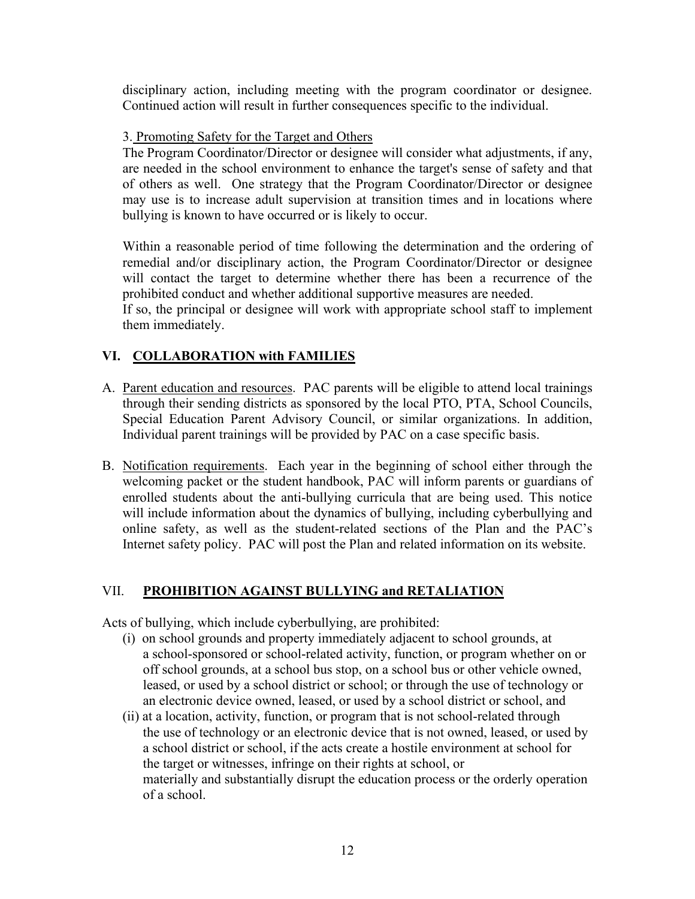disciplinary action, including meeting with the program coordinator or designee. Continued action will result in further consequences specific to the individual.

3. Promoting Safety for the Target and Others

The Program Coordinator/Director or designee will consider what adjustments, if any, are needed in the school environment to enhance the target's sense of safety and that of others as well. One strategy that the Program Coordinator/Director or designee may use is to increase adult supervision at transition times and in locations where bullying is known to have occurred or is likely to occur.

Within a reasonable period of time following the determination and the ordering of remedial and/or disciplinary action, the Program Coordinator/Director or designee will contact the target to determine whether there has been a recurrence of the prohibited conduct and whether additional supportive measures are needed. If so, the principal or designee will work with appropriate school staff to implement them immediately.

## VI. COLLABORATION with FAMILIES

A. Parent education and resources. PAC parents will be eligible to attend local trainings through their sending districts as sponsored by the local PTO, PTA, School Councils, Special Education Parent Advisory Council, or similar organizations. In addition, Individual parent trainings will be provided by PAC on a case specific basis.

B. Notification requirements. Each year in the beginning of school either through the welcoming packet or the student handbook, PAC will inform parents or guardians of enrolled students about the anti-bullying curricula that are being used. This notice will include information about the dynamics of bullying, including cyberbullying and online safety, as well as the student-related sections of the Plan and the PAC's Internet safety policy. PAC will post the Plan and related information on its website.

## VII. PROHIBITION AGAINST BULLYING and RETALIATION

Acts of bullying, which include cyberbullying, are prohibited:

(i) on school grounds and property immediately adjacent to school grounds, at a school-sponsored or school-related activity, function, or program whether on or off school grounds, at a school bus stop, on a school bus or other vehicle owned, leased, or used by a school district or school; or through the use of technology or an electronic device owned, leased, or used by a school district or school, and

(ii) at a location, activity, function, or program that is not school-related through the use of technology or an electronic device that is not owned, leased, or used by a school district or school, if the acts create a hostile environment at school for the target or witnesses, infringe on their rights at school, or materially and substantially disrupt the education process or the orderly operation of a school.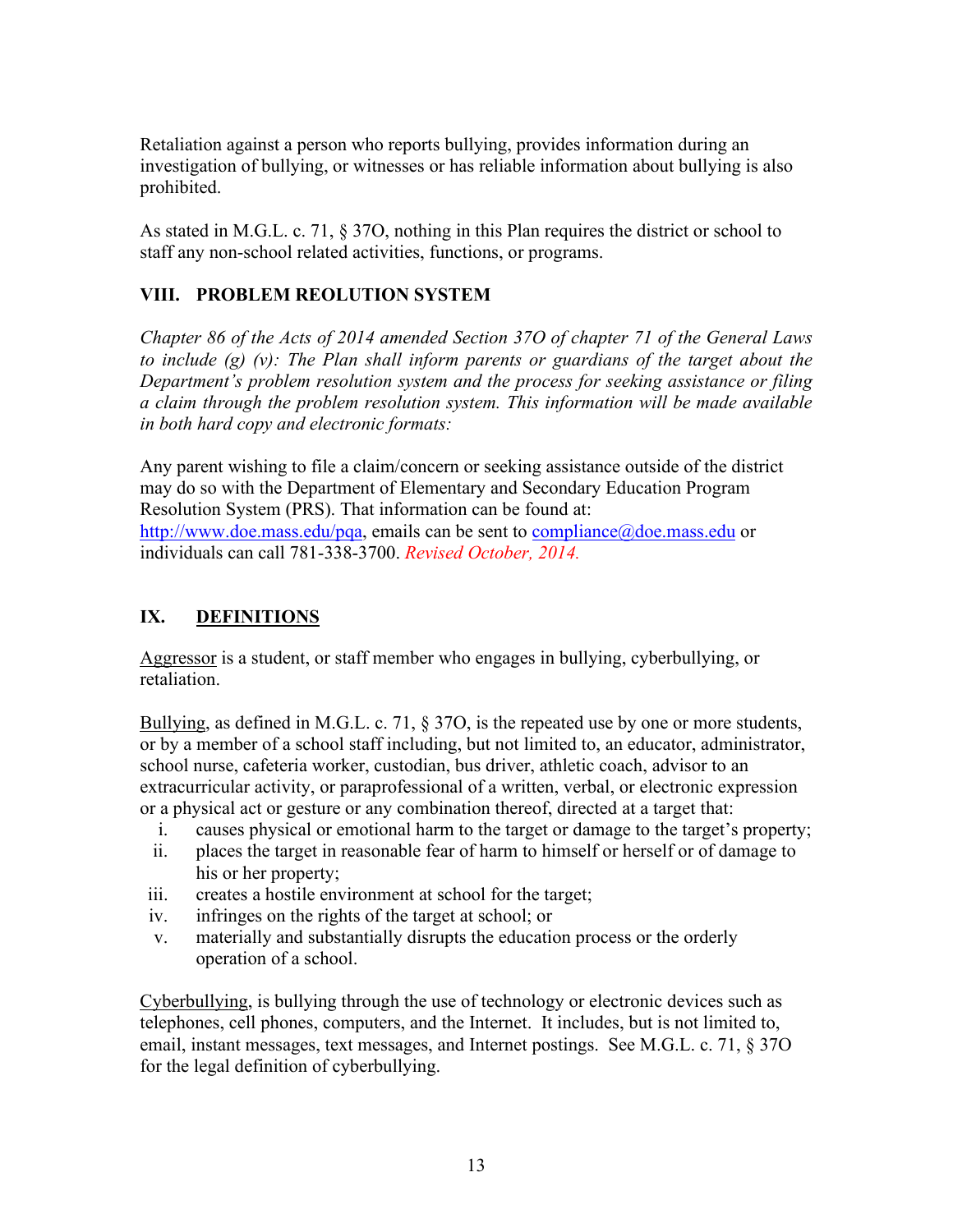Retaliation against a person who reports bullying, provides information during an investigation of bullying, or witnesses or has reliable information about bullying is also prohibited.

As stated in M.G.L. c. 71, § 37O, nothing in this Plan requires the district or school to staff any non-school related activities, functions, or programs.

## VIII. PROBLEM REOLUTION SYSTEM

*Chapter 86 of the Acts of 2014 amended Section 37O of chapter 71 of the General Laws to include (g) (v): The Plan shall inform parents or guardians of the target about the Department's problem resolution system and the process for seeking assistance or filing a claim through the problem resolution system. This information will be made available in both hard copy and electronic formats:*

Any parent wishing to file a claim/concern or seeking assistance outside of the district may do so with the Department of Elementary and Secondary Education Program Resolution System (PRS). That information can be found at: http://www.doe.mass.edu/pqa, emails can be sent to compliance@doe.mass.edu or individuals can call 781-338-3700. *Revised October, 2014.*

## IX. DEFINITIONS

Aggressor is a student, or staff member who engages in bullying, cyberbullying, or retaliation.

Bullying, as defined in M.G.L. c. 71, § 37O, is the repeated use by one or more students, or by a member of a school staff including, but not limited to, an educator, administrator, school nurse, cafeteria worker, custodian, bus driver, athletic coach, advisor to an extracurricular activity, or paraprofessional of a written, verbal, or electronic expression or a physical act or gesture or any combination thereof, directed at a target that:

i. causes physical or emotional harm to the target or damage to the target's property;
ii. places the target in reasonable fear of harm to himself or herself or of damage to his or her property;
iii. creates a hostile environment at school for the target;
iv. infringes on the rights of the target at school; or
v. materially and substantially disrupts the education process or the orderly operation of a school.

Cyberbullying, is bullying through the use of technology or electronic devices such as telephones, cell phones, computers, and the Internet. It includes, but is not limited to, email, instant messages, text messages, and Internet postings. See M.G.L. c. 71, § 37O for the legal definition of cyberbullying.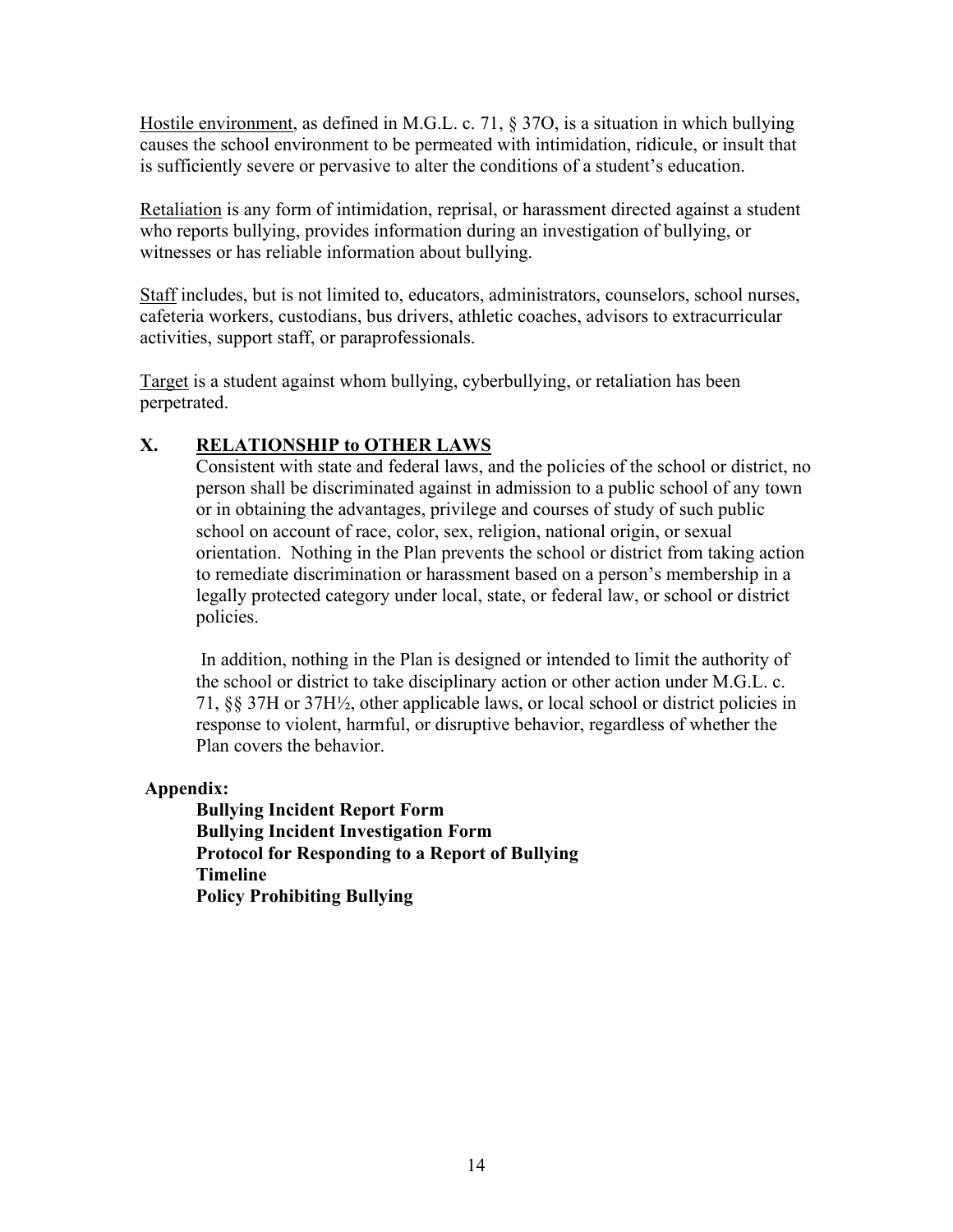<u>Hostile environment</u>, as defined in M.G.L. c. 71, § 37O, is a situation in which bullying causes the school environment to be permeated with intimidation, ridicule, or insult that is sufficiently severe or pervasive to alter the conditions of a student's education.

<u>Retaliation</u> is any form of intimidation, reprisal, or harassment directed against a student who reports bullying, provides information during an investigation of bullying, or witnesses or has reliable information about bullying.

<u>Staff</u> includes, but is not limited to, educators, administrators, counselors, school nurses, cafeteria workers, custodians, bus drivers, athletic coaches, advisors to extracurricular activities, support staff, or paraprofessionals.

<u>Target</u> is a student against whom bullying, cyberbullying, or retaliation has been perpetrated.

## X. RELATIONSHIP to OTHER LAWS

Consistent with state and federal laws, and the policies of the school or district, no person shall be discriminated against in admission to a public school of any town or in obtaining the advantages, privilege and courses of study of such public school on account of race, color, sex, religion, national origin, or sexual orientation. Nothing in the Plan prevents the school or district from taking action to remediate discrimination or harassment based on a person's membership in a legally protected category under local, state, or federal law, or school or district policies.

In addition, nothing in the Plan is designed or intended to limit the authority of the school or district to take disciplinary action or other action under M.G.L. c. 71, §§ 37H or 37H½, other applicable laws, or local school or district policies in response to violent, harmful, or disruptive behavior, regardless of whether the Plan covers the behavior.

**Appendix:**

**Bullying Incident Report Form**
**Bullying Incident Investigation Form**
**Protocol for Responding to a Report of Bullying**
**Timeline**
**Policy Prohibiting Bullying**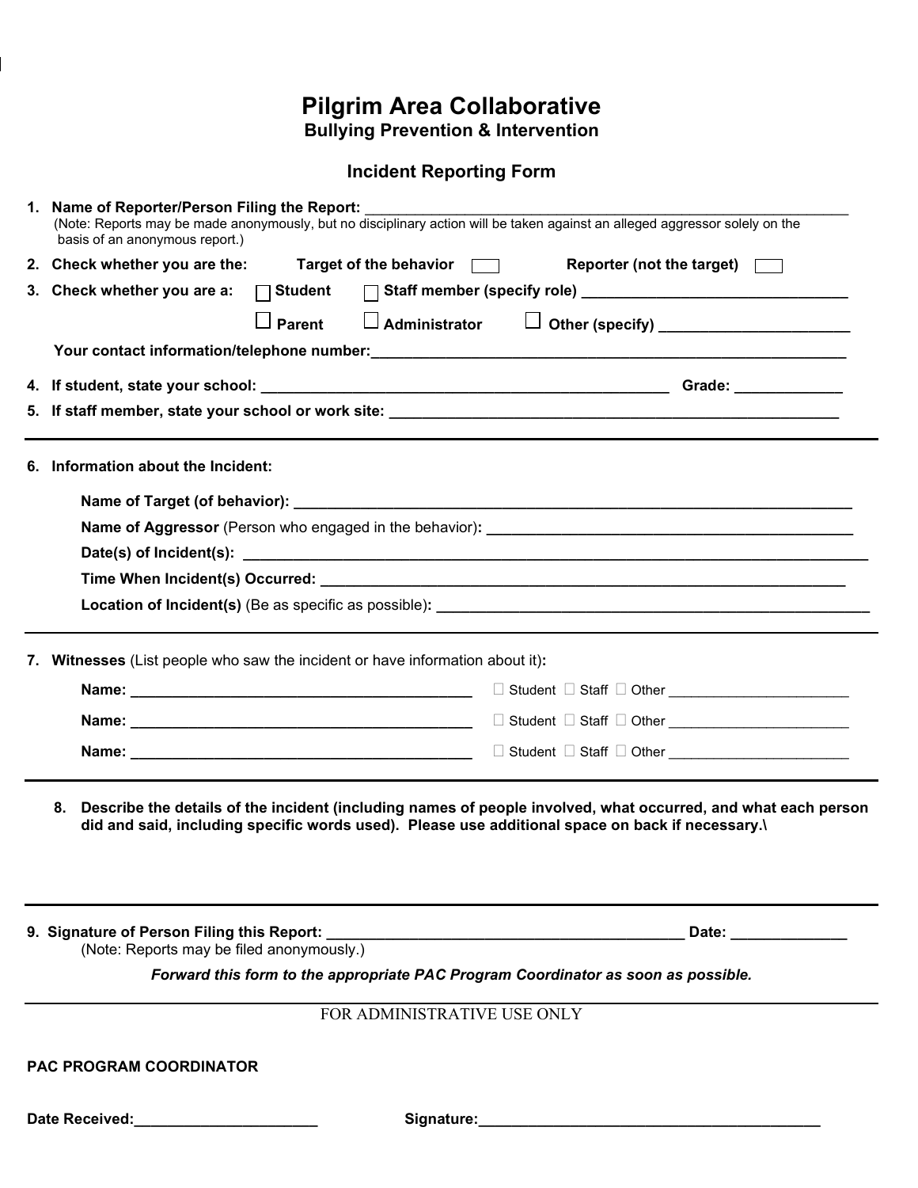# Pilgrim Area Collaborative

## Bullying Prevention & Intervention

### Incident Reporting Form

1. **Name of Reporter/Person Filing the Report:** ______________________________________________
   (Note: Reports may be made anonymously, but no disciplinary action will be taken against an alleged aggressor solely on the basis of an anonymous report.)
2. **Check whether you are the:** **Target of the behavior** ☐ **Reporter (not the target)** ☐
3. **Check whether you are a:** ☐ **Student** ☐ **Staff member (specify role)** ______________________________
   ☐ **Parent** ☐ **Administrator** ☐ **Other (specify)** ______________________
   **Your contact information/telephone number:** ______________________________________________
4. **If student, state your school:** ______________________________________________ **Grade:** ____________
5. **If staff member, state your school or work site:** ______________________________________________

---

6. **Information about the Incident:**

   **Name of Target (of behavior):** ______________________________________________
   **Name of Aggressor** (Person who engaged in the behavior)**:** ______________________________________________
   **Date(s) of Incident(s):** ______________________________________________
   **Time When Incident(s) Occurred:** ______________________________________________
   **Location of Incident(s)** (Be as specific as possible)**:** ______________________________________________

---

7. **Witnesses** (List people who saw the incident or have information about it)**:**

   **Name:** ________________________________________ ☐ Student ☐ Staff ☐ Other ______________________
   **Name:** ________________________________________ ☐ Student ☐ Staff ☐ Other ______________________
   **Name:** ________________________________________ ☐ Student ☐ Staff ☐ Other ______________________

---

8. **Describe the details of the incident (including names of people involved, what occurred, and what each person did and said, including specific words used). Please use additional space on back if necessary.\**

---

9. **Signature of Person Filing this Report:** ________________________________________ **Date:** ______________
   (Note: Reports may be filed anonymously.)

***Forward this form to the appropriate PAC Program Coordinator as soon as possible.***

---

FOR ADMINISTRATIVE USE ONLY

**PAC PROGRAM COORDINATOR**

**Date Received:**______________________ **Signature:**________________________________________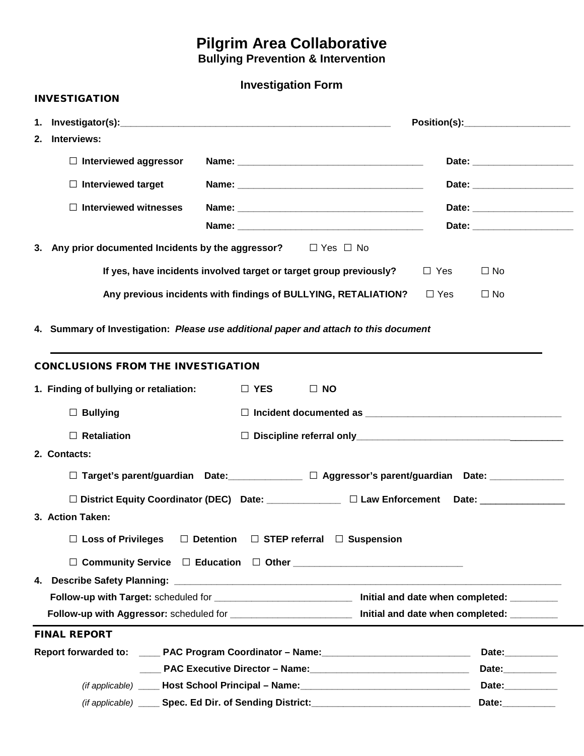# Pilgrim Area Collaborative

**Bullying Prevention & Intervention**

## Investigation Form

### INVESTIGATION

1. **Investigator(s):**_____________________________________________ **Position(s):**____________________
2. **Interviews:**

   ☐ **Interviewed aggressor** **Name:** ___________________________________ **Date:** ___________________

   ☐ **Interviewed target** **Name:** ___________________________________ **Date:** ___________________

   ☐ **Interviewed witnesses** **Name:** ___________________________________ **Date:** ___________________

   **Name:** ___________________________________ **Date:** ___________________

3. **Any prior documented Incidents by the aggressor?** ☐ Yes ☐ No

   **If yes, have incidents involved target or target group previously?** ☐ Yes ☐ No

   **Any previous incidents with findings of BULLYING, RETALIATION?** ☐ Yes ☐ No

4. **Summary of Investigation:** ***Please use additional paper and attach to this document***

---

### CONCLUSIONS FROM THE INVESTIGATION

1. **Finding of bullying or retaliation:** ☐ **YES** ☐ **NO**

   ☐ **Bullying** ☐ **Incident documented as** ____________________________________

   ☐ **Retaliation** ☐ **Discipline referral only**____________________________________

2. **Contacts:**

   ☐ **Target's parent/guardian Date:**______________ ☐ **Aggressor's parent/guardian Date:** ______________

   ☐ **District Equity Coordinator (DEC) Date:** ______________ ☐ **Law Enforcement Date:** ________________

3. **Action Taken:**

   ☐ **Loss of Privileges** ☐ **Detention** ☐ **STEP referral** ☐ **Suspension**

   ☐ **Community Service** ☐ **Education** ☐ **Other** _______________________________

4. **Describe Safety Planning:** ________________________________________________________________

   **Follow-up with Target:** scheduled for __________________________ **Initial and date when completed:** ________

   **Follow-up with Aggressor:** scheduled for _______________________ **Initial and date when completed:** ________

---

### FINAL REPORT

**Report forwarded to:** ____ **PAC Program Coordinator – Name:**____________________________ **Date:**__________

____ **PAC Executive Director – Name:**______________________________ **Date:**__________

*(if applicable)* ____ **Host School Principal – Name:**________________________________ **Date:**__________

*(if applicable)* ____ **Spec. Ed Dir. of Sending District:**______________________________ **Date:**__________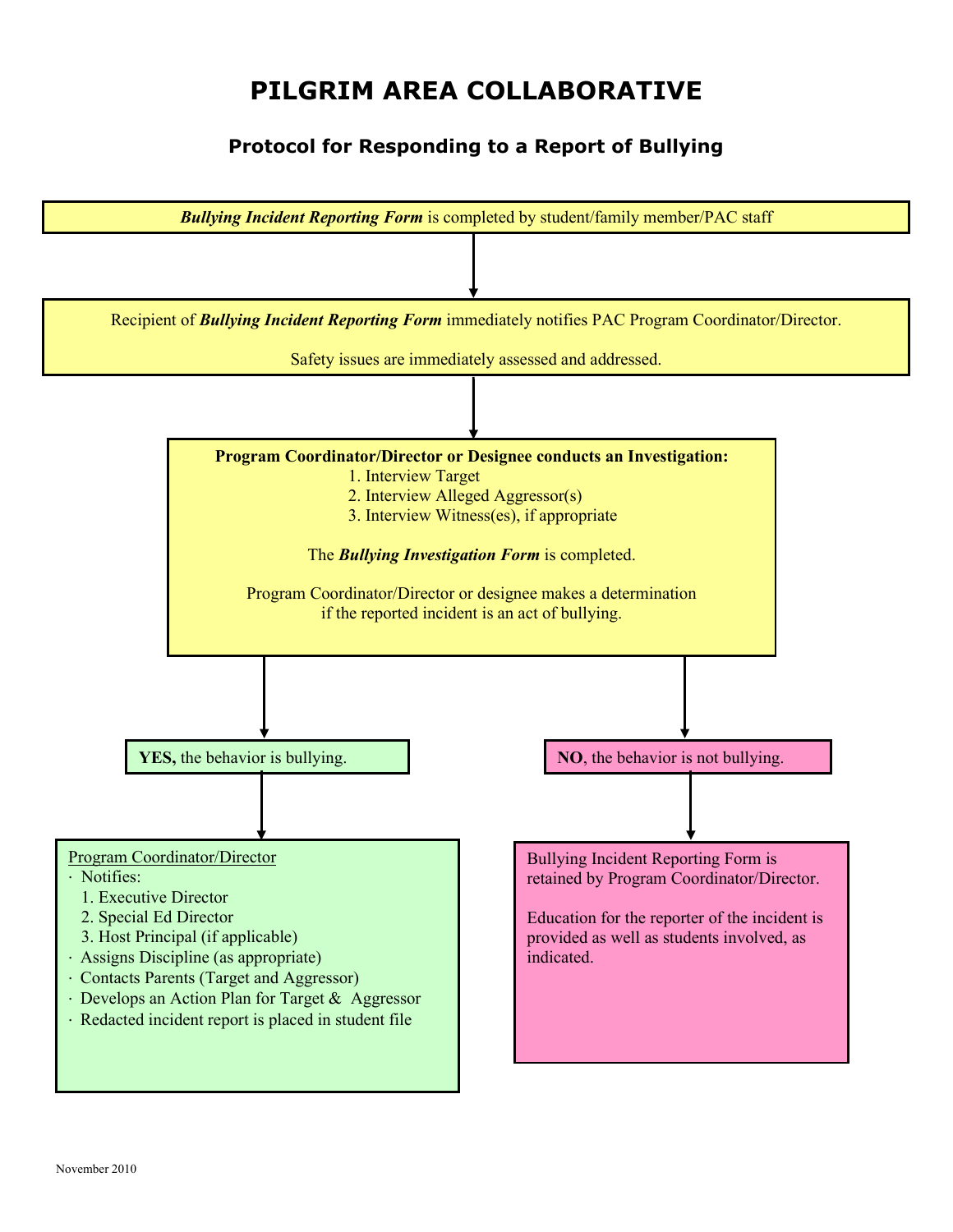# PILGRIM AREA COLLABORATIVE

## Protocol for Responding to a Report of Bullying

***Bullying Incident Reporting Form*** is completed by student/family member/PAC staff

↓

Recipient of ***Bullying Incident Reporting Form*** immediately notifies PAC Program Coordinator/Director.

Safety issues are immediately assessed and addressed.

↓

**Program Coordinator/Director or Designee conducts an Investigation:**

1. Interview Target
2. Interview Alleged Aggressor(s)
3. Interview Witness(es), if appropriate

The ***Bullying Investigation Form*** is completed.

Program Coordinator/Director or designee makes a determination if the reported incident is an act of bullying.

↓

**YES,** the behavior is bullying.

↓

Program Coordinator/Director

- Notifies:
  1. Executive Director
  2. Special Ed Director
  3. Host Principal (if applicable)
- Assigns Discipline (as appropriate)
- Contacts Parents (Target and Aggressor)
- Develops an Action Plan for Target & Aggressor
- Redacted incident report is placed in student file

**NO**, the behavior is not bullying.

↓

Bullying Incident Reporting Form is retained by Program Coordinator/Director.

Education for the reporter of the incident is provided as well as students involved, as indicated.

November 2010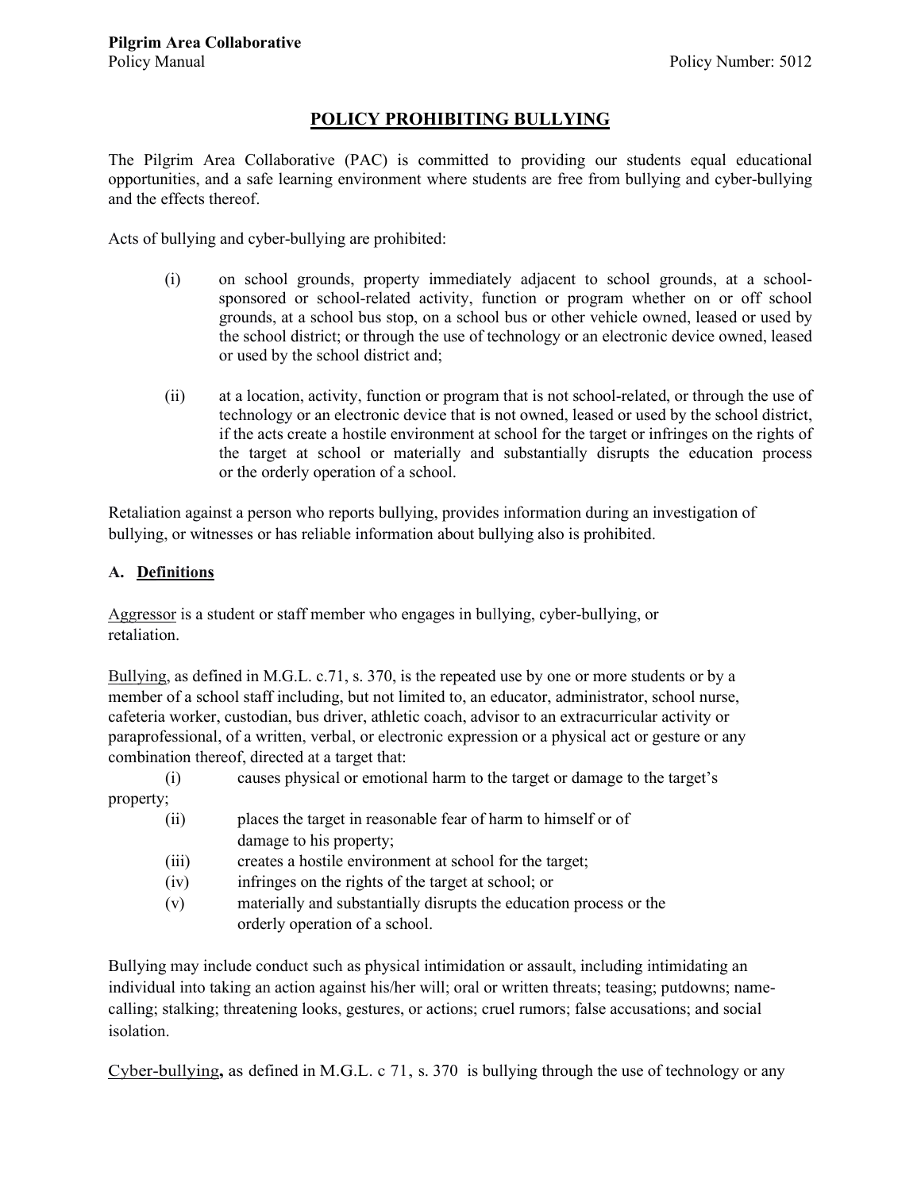**Pilgrim Area Collaborative**

Policy Manual — Policy Number: 5012

# POLICY PROHIBITING BULLYING

The Pilgrim Area Collaborative (PAC) is committed to providing our students equal educational opportunities, and a safe learning environment where students are free from bullying and cyber-bullying and the effects thereof.

Acts of bullying and cyber-bullying are prohibited:

(i) on school grounds, property immediately adjacent to school grounds, at a school-sponsored or school-related activity, function or program whether on or off school grounds, at a school bus stop, on a school bus or other vehicle owned, leased or used by the school district; or through the use of technology or an electronic device owned, leased or used by the school district and;

(ii) at a location, activity, function or program that is not school-related, or through the use of technology or an electronic device that is not owned, leased or used by the school district, if the acts create a hostile environment at school for the target or infringes on the rights of the target at school or materially and substantially disrupts the education process or the orderly operation of a school.

Retaliation against a person who reports bullying, provides information during an investigation of bullying, or witnesses or has reliable information about bullying also is prohibited.

## A. Definitions

Aggressor is a student or staff member who engages in bullying, cyber-bullying, or retaliation.

Bullying, as defined in M.G.L. c.71, s. 370, is the repeated use by one or more students or by a member of a school staff including, but not limited to, an educator, administrator, school nurse, cafeteria worker, custodian, bus driver, athletic coach, advisor to an extracurricular activity or paraprofessional, of a written, verbal, or electronic expression or a physical act or gesture or any combination thereof, directed at a target that:

(i) causes physical or emotional harm to the target or damage to the target's property;

(ii) places the target in reasonable fear of harm to himself or of damage to his property;

(iii) creates a hostile environment at school for the target;

(iv) infringes on the rights of the target at school; or

(v) materially and substantially disrupts the education process or the orderly operation of a school.

Bullying may include conduct such as physical intimidation or assault, including intimidating an individual into taking an action against his/her will; oral or written threats; teasing; putdowns; name-calling; stalking; threatening looks, gestures, or actions; cruel rumors; false accusations; and social isolation.

Cyber-bullying, as defined in M.G.L. c 71, s. 370 is bullying through the use of technology or any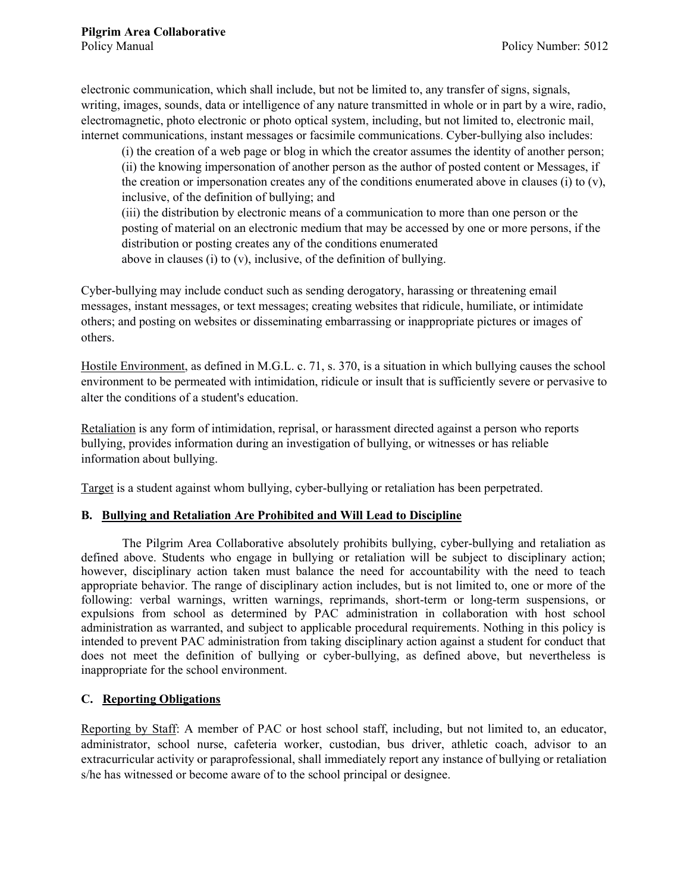electronic communication, which shall include, but not be limited to, any transfer of signs, signals, writing, images, sounds, data or intelligence of any nature transmitted in whole or in part by a wire, radio, electromagnetic, photo electronic or photo optical system, including, but not limited to, electronic mail, internet communications, instant messages or facsimile communications. Cyber-bullying also includes:

> (i) the creation of a web page or blog in which the creator assumes the identity of another person;
> (ii) the knowing impersonation of another person as the author of posted content or Messages, if the creation or impersonation creates any of the conditions enumerated above in clauses (i) to (v), inclusive, of the definition of bullying; and
> (iii) the distribution by electronic means of a communication to more than one person or the posting of material on an electronic medium that may be accessed by one or more persons, if the distribution or posting creates any of the conditions enumerated above in clauses (i) to (v), inclusive, of the definition of bullying.

Cyber-bullying may include conduct such as sending derogatory, harassing or threatening email messages, instant messages, or text messages; creating websites that ridicule, humiliate, or intimidate others; and posting on websites or disseminating embarrassing or inappropriate pictures or images of others.

Hostile Environment, as defined in M.G.L. c. 71, s. 370, is a situation in which bullying causes the school environment to be permeated with intimidation, ridicule or insult that is sufficiently severe or pervasive to alter the conditions of a student's education.

Retaliation is any form of intimidation, reprisal, or harassment directed against a person who reports bullying, provides information during an investigation of bullying, or witnesses or has reliable information about bullying.

Target is a student against whom bullying, cyber-bullying or retaliation has been perpetrated.

### B. Bullying and Retaliation Are Prohibited and Will Lead to Discipline

The Pilgrim Area Collaborative absolutely prohibits bullying, cyber-bullying and retaliation as defined above. Students who engage in bullying or retaliation will be subject to disciplinary action; however, disciplinary action taken must balance the need for accountability with the need to teach appropriate behavior. The range of disciplinary action includes, but is not limited to, one or more of the following: verbal warnings, written warnings, reprimands, short-term or long-term suspensions, or expulsions from school as determined by PAC administration in collaboration with host school administration as warranted, and subject to applicable procedural requirements. Nothing in this policy is intended to prevent PAC administration from taking disciplinary action against a student for conduct that does not meet the definition of bullying or cyber-bullying, as defined above, but nevertheless is inappropriate for the school environment.

### C. Reporting Obligations

Reporting by Staff: A member of PAC or host school staff, including, but not limited to, an educator, administrator, school nurse, cafeteria worker, custodian, bus driver, athletic coach, advisor to an extracurricular activity or paraprofessional, shall immediately report any instance of bullying or retaliation s/he has witnessed or become aware of to the school principal or designee.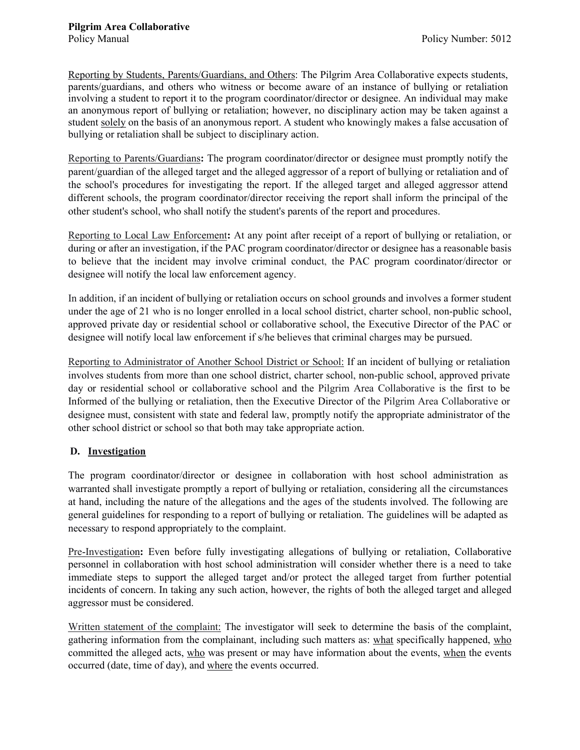Reporting by Students, Parents/Guardians, and Others: The Pilgrim Area Collaborative expects students, parents/guardians, and others who witness or become aware of an instance of bullying or retaliation involving a student to report it to the program coordinator/director or designee. An individual may make an anonymous report of bullying or retaliation; however, no disciplinary action may be taken against a student solely on the basis of an anonymous report. A student who knowingly makes a false accusation of bullying or retaliation shall be subject to disciplinary action.

Reporting to Parents/Guardians**:** The program coordinator/director or designee must promptly notify the parent/guardian of the alleged target and the alleged aggressor of a report of bullying or retaliation and of the school's procedures for investigating the report. If the alleged target and alleged aggressor attend different schools, the program coordinator/director receiving the report shall inform the principal of the other student's school, who shall notify the student's parents of the report and procedures.

Reporting to Local Law Enforcement**:** At any point after receipt of a report of bullying or retaliation, or during or after an investigation, if the PAC program coordinator/director or designee has a reasonable basis to believe that the incident may involve criminal conduct, the PAC program coordinator/director or designee will notify the local law enforcement agency.

In addition, if an incident of bullying or retaliation occurs on school grounds and involves a former student under the age of 21 who is no longer enrolled in a local school district, charter school, non-public school, approved private day or residential school or collaborative school, the Executive Director of the PAC or designee will notify local law enforcement if s/he believes that criminal charges may be pursued.

Reporting to Administrator of Another School District or School: If an incident of bullying or retaliation involves students from more than one school district, charter school, non-public school, approved private day or residential school or collaborative school and the Pilgrim Area Collaborative is the first to be Informed of the bullying or retaliation, then the Executive Director of the Pilgrim Area Collaborative or designee must, consistent with state and federal law, promptly notify the appropriate administrator of the other school district or school so that both may take appropriate action.

### D. Investigation

The program coordinator/director or designee in collaboration with host school administration as warranted shall investigate promptly a report of bullying or retaliation, considering all the circumstances at hand, including the nature of the allegations and the ages of the students involved. The following are general guidelines for responding to a report of bullying or retaliation. The guidelines will be adapted as necessary to respond appropriately to the complaint.

Pre-Investigation**:** Even before fully investigating allegations of bullying or retaliation, Collaborative personnel in collaboration with host school administration will consider whether there is a need to take immediate steps to support the alleged target and/or protect the alleged target from further potential incidents of concern. In taking any such action, however, the rights of both the alleged target and alleged aggressor must be considered.

Written statement of the complaint: The investigator will seek to determine the basis of the complaint, gathering information from the complainant, including such matters as: what specifically happened, who committed the alleged acts, who was present or may have information about the events, when the events occurred (date, time of day), and where the events occurred.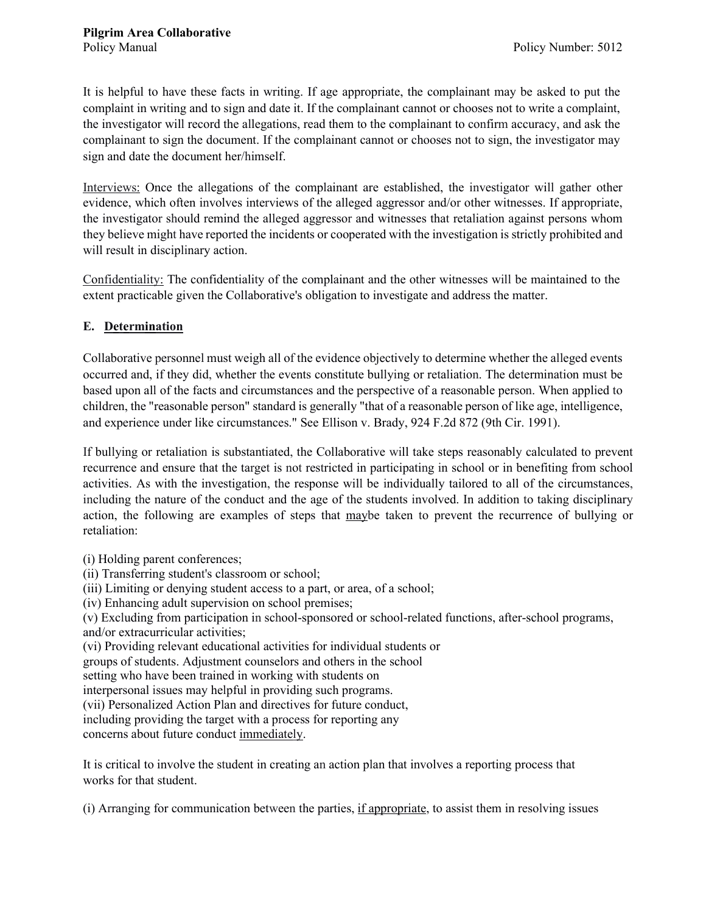It is helpful to have these facts in writing. If age appropriate, the complainant may be asked to put the complaint in writing and to sign and date it. If the complainant cannot or chooses not to write a complaint, the investigator will record the allegations, read them to the complainant to confirm accuracy, and ask the complainant to sign the document. If the complainant cannot or chooses not to sign, the investigator may sign and date the document her/himself.

Interviews: Once the allegations of the complainant are established, the investigator will gather other evidence, which often involves interviews of the alleged aggressor and/or other witnesses. If appropriate, the investigator should remind the alleged aggressor and witnesses that retaliation against persons whom they believe might have reported the incidents or cooperated with the investigation is strictly prohibited and will result in disciplinary action.

Confidentiality: The confidentiality of the complainant and the other witnesses will be maintained to the extent practicable given the Collaborative's obligation to investigate and address the matter.

### E. Determination

Collaborative personnel must weigh all of the evidence objectively to determine whether the alleged events occurred and, if they did, whether the events constitute bullying or retaliation. The determination must be based upon all of the facts and circumstances and the perspective of a reasonable person. When applied to children, the "reasonable person" standard is generally "that of a reasonable person of like age, intelligence, and experience under like circumstances." See Ellison v. Brady, 924 F.2d 872 (9th Cir. 1991).

If bullying or retaliation is substantiated, the Collaborative will take steps reasonably calculated to prevent recurrence and ensure that the target is not restricted in participating in school or in benefiting from school activities. As with the investigation, the response will be individually tailored to all of the circumstances, including the nature of the conduct and the age of the students involved. In addition to taking disciplinary action, the following are examples of steps that maybe taken to prevent the recurrence of bullying or retaliation:

(i) Holding parent conferences;
(ii) Transferring student's classroom or school;
(iii) Limiting or denying student access to a part, or area, of a school;
(iv) Enhancing adult supervision on school premises;
(v) Excluding from participation in school-sponsored or school-related functions, after-school programs, and/or extracurricular activities;
(vi) Providing relevant educational activities for individual students or groups of students. Adjustment counselors and others in the school setting who have been trained in working with students on interpersonal issues may helpful in providing such programs.
(vii) Personalized Action Plan and directives for future conduct, including providing the target with a process for reporting any concerns about future conduct immediately.

It is critical to involve the student in creating an action plan that involves a reporting process that works for that student.

(i) Arranging for communication between the parties, if appropriate, to assist them in resolving issues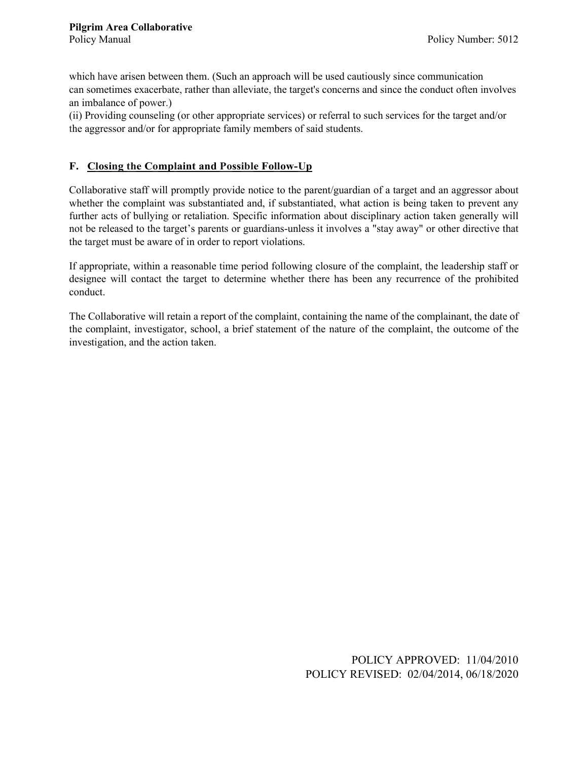which have arisen between them. (Such an approach will be used cautiously since communication can sometimes exacerbate, rather than alleviate, the target's concerns and since the conduct often involves an imbalance of power.)

(ii) Providing counseling (or other appropriate services) or referral to such services for the target and/or the aggressor and/or for appropriate family members of said students.

### F. Closing the Complaint and Possible Follow-Up

Collaborative staff will promptly provide notice to the parent/guardian of a target and an aggressor about whether the complaint was substantiated and, if substantiated, what action is being taken to prevent any further acts of bullying or retaliation. Specific information about disciplinary action taken generally will not be released to the target's parents or guardians-unless it involves a "stay away" or other directive that the target must be aware of in order to report violations.

If appropriate, within a reasonable time period following closure of the complaint, the leadership staff or designee will contact the target to determine whether there has been any recurrence of the prohibited conduct.

The Collaborative will retain a report of the complaint, containing the name of the complainant, the date of the complaint, investigator, school, a brief statement of the nature of the complaint, the outcome of the investigation, and the action taken.

POLICY APPROVED: 11/04/2010
POLICY REVISED: 02/04/2014, 06/18/2020